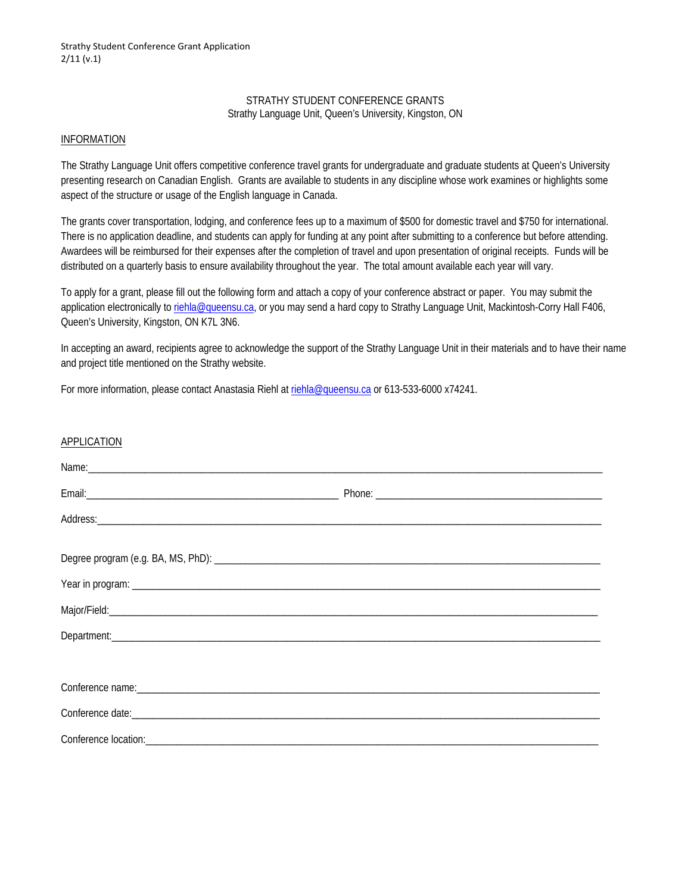STRATHY STUDENT CONFERENCE GRANTS
Strathy Language Unit, Queen's University, Kingston, ON

## INFORMATION

The Strathy Language Unit offers competitive conference travel grants for undergraduate and graduate students at Queen's University presenting research on Canadian English. Grants are available to students in any discipline whose work examines or highlights some aspect of the structure or usage of the English language in Canada.

The grants cover transportation, lodging, and conference fees up to a maximum of $500 for domestic travel and $750 for international. There is no application deadline, and students can apply for funding at any point after submitting to a conference but before attending. Awardees will be reimbursed for their expenses after the completion of travel and upon presentation of original receipts. Funds will be distributed on a quarterly basis to ensure availability throughout the year. The total amount available each year will vary.

To apply for a grant, please fill out the following form and attach a copy of your conference abstract or paper. You may submit the application electronically to riehla@queensu.ca, or you may send a hard copy to Strathy Language Unit, Mackintosh-Corry Hall F406, Queen's University, Kingston, ON K7L 3N6.

In accepting an award, recipients agree to acknowledge the support of the Strathy Language Unit in their materials and to have their name and project title mentioned on the Strathy website.

For more information, please contact Anastasia Riehl at riehla@queensu.ca or 613-533-6000 x74241.

## APPLICATION

Name:\_\_\_\_\_\_\_\_\_\_\_\_\_\_\_\_\_\_\_\_\_\_\_\_\_\_\_\_\_\_\_\_\_\_\_\_\_\_\_\_

Email:\_\_\_\_\_\_\_\_\_\_\_\_\_\_\_\_\_\_\_\_ Phone: \_\_\_\_\_\_\_\_\_\_\_\_\_\_\_\_\_\_\_\_

Address:\_\_\_\_\_\_\_\_\_\_\_\_\_\_\_\_\_\_\_\_\_\_\_\_\_\_\_\_\_\_\_\_\_\_\_\_\_\_\_\_

Degree program (e.g. BA, MS, PhD): \_\_\_\_\_\_\_\_\_\_\_\_\_\_\_\_\_\_\_\_\_\_\_\_\_\_\_\_\_\_

Year in program: \_\_\_\_\_\_\_\_\_\_\_\_\_\_\_\_\_\_\_\_\_\_\_\_\_\_\_\_\_\_\_\_\_\_\_\_

Major/Field:\_\_\_\_\_\_\_\_\_\_\_\_\_\_\_\_\_\_\_\_\_\_\_\_\_\_\_\_\_\_\_\_\_\_\_\_\_\_

Department:\_\_\_\_\_\_\_\_\_\_\_\_\_\_\_\_\_\_\_\_\_\_\_\_\_\_\_\_\_\_\_\_\_\_\_\_\_\_

Conference name:\_\_\_\_\_\_\_\_\_\_\_\_\_\_\_\_\_\_\_\_\_\_\_\_\_\_\_\_\_\_\_\_\_\_\_\_

Conference date:\_\_\_\_\_\_\_\_\_\_\_\_\_\_\_\_\_\_\_\_\_\_\_\_\_\_\_\_\_\_\_\_\_\_\_\_

Conference location:\_\_\_\_\_\_\_\_\_\_\_\_\_\_\_\_\_\_\_\_\_\_\_\_\_\_\_\_\_\_\_\_\_\_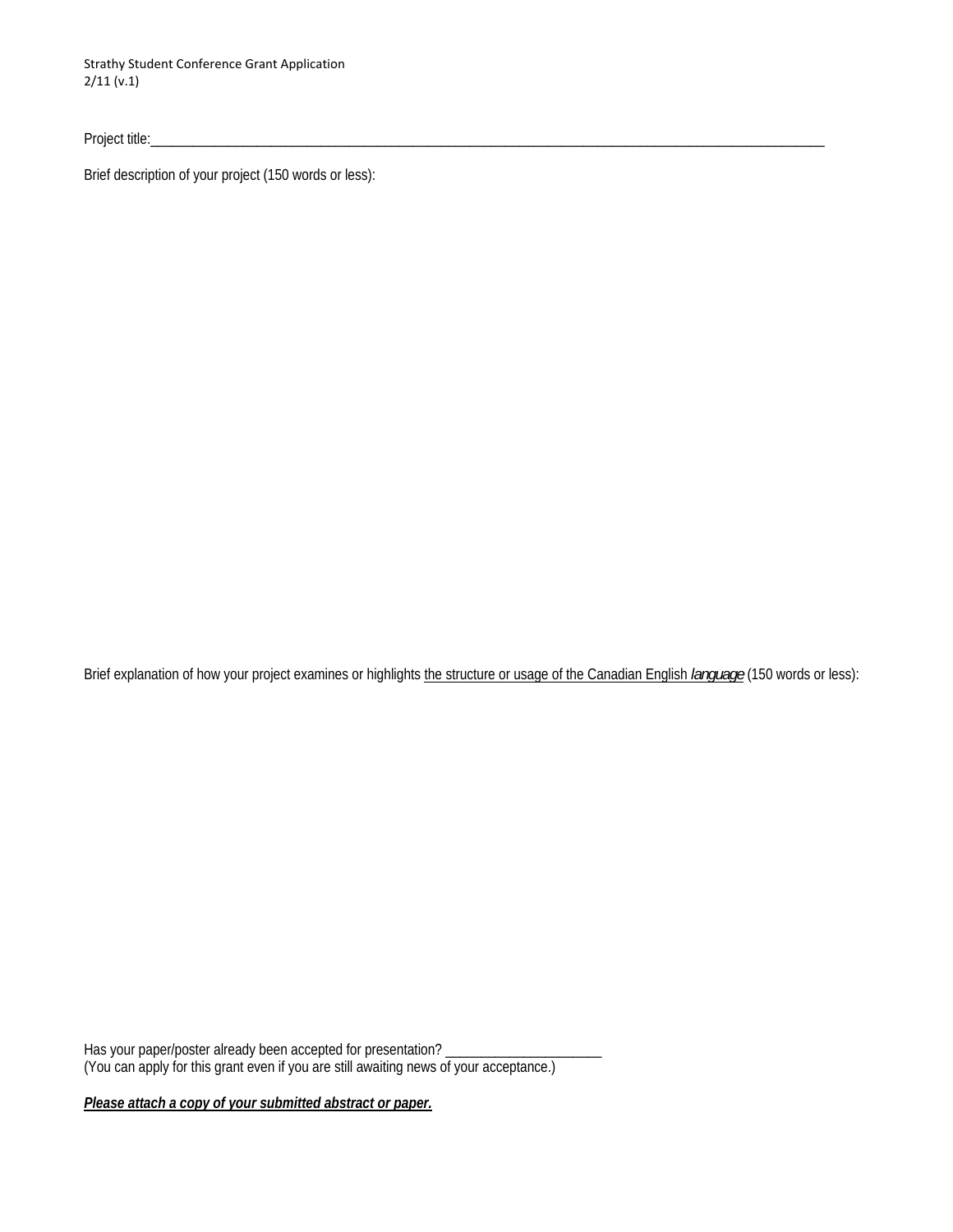Project title:\_\_\_\_\_\_\_\_\_\_\_\_\_\_\_\_\_\_\_\_\_\_\_\_\_\_\_\_\_\_\_\_\_\_\_\_\_\_\_\_\_\_\_\_\_\_\_\_\_\_\_\_\_\_\_\_\_\_\_\_\_\_\_\_\_\_\_\_\_\_\_\_\_\_\_\_\_\_\_\_\_\_\_\_\_\_\_

Brief description of your project (150 words or less):

Brief explanation of how your project examines or highlights <u>the structure or usage of the Canadian English *language*</u> (150 words or less):

Has your paper/poster already been accepted for presentation? \_\_\_\_\_\_\_\_\_\_\_\_\_\_\_\_\_\_\_\_\_\_
(You can apply for this grant even if you are still awaiting news of your acceptance.)

***<u>Please attach a copy of your submitted abstract or paper.</u>***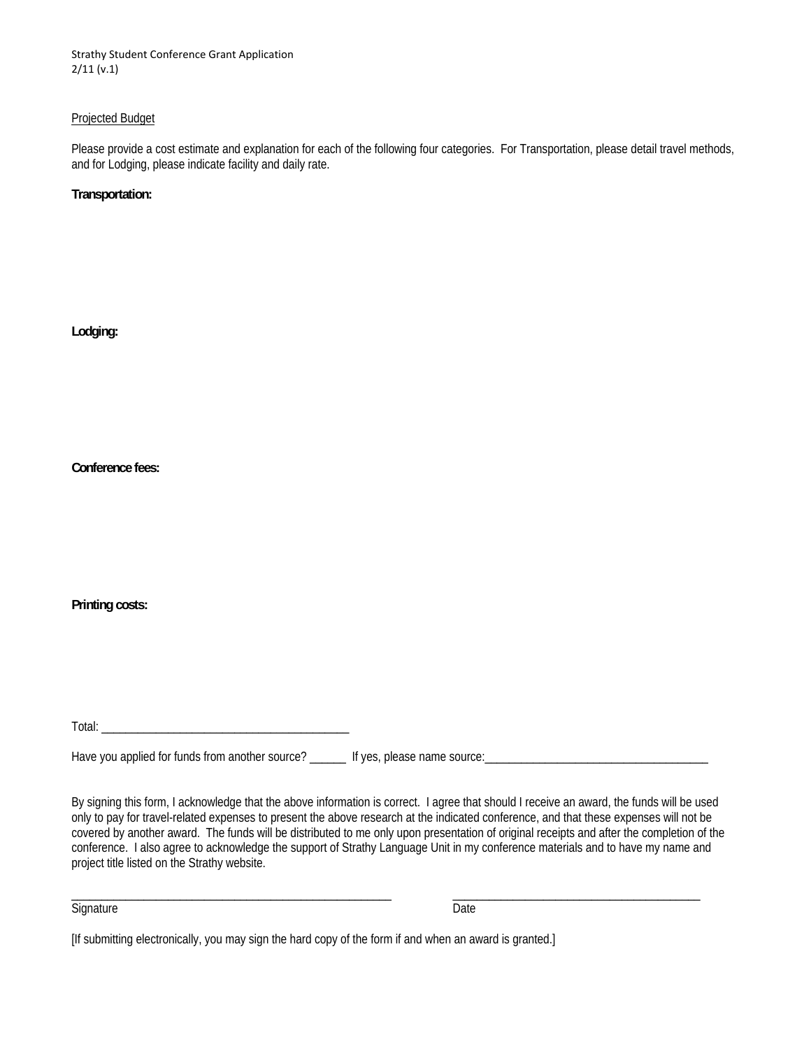Projected Budget

Please provide a cost estimate and explanation for each of the following four categories. For Transportation, please detail travel methods, and for Lodging, please indicate facility and daily rate.

**Transportation:**

**Lodging:**

**Conference fees:**

**Printing costs:**

Total: ________________________________________

Have you applied for funds from another source? ______ If yes, please name source:_____________________________________

By signing this form, I acknowledge that the above information is correct. I agree that should I receive an award, the funds will be used only to pay for travel-related expenses to present the above research at the indicated conference, and that these expenses will not be covered by another award. The funds will be distributed to me only upon presentation of original receipts and after the completion of the conference. I also agree to acknowledge the support of Strathy Language Unit in my conference materials and to have my name and project title listed on the Strathy website.

_______________________________________________________ _________________________________________

Signature Date

[If submitting electronically, you may sign the hard copy of the form if and when an award is granted.]